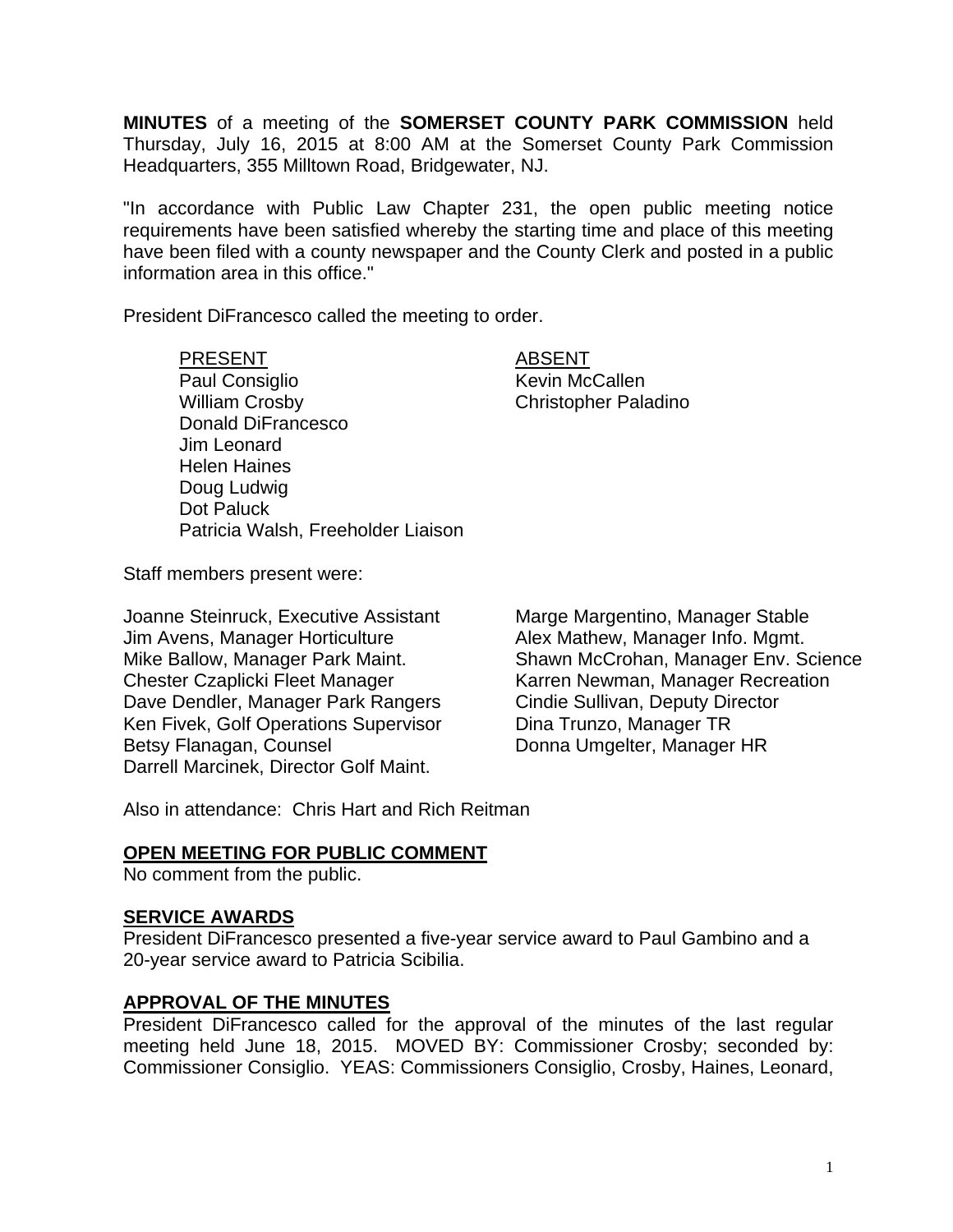**MINUTES** of a meeting of the **SOMERSET COUNTY PARK COMMISSION** held Thursday, July 16, 2015 at 8:00 AM at the Somerset County Park Commission Headquarters, 355 Milltown Road, Bridgewater, NJ.

"In accordance with Public Law Chapter 231, the open public meeting notice requirements have been satisfied whereby the starting time and place of this meeting have been filed with a county newspaper and the County Clerk and posted in a public information area in this office."

President DiFrancesco called the meeting to order.

| PRESENT | ABSENT |
|---|---|
| Paul Consiglio | Kevin McCallen |
| William Crosby | Christopher Paladino |
| Donald DiFrancesco | |
| Jim Leonard | |
| Helen Haines | |
| Doug Ludwig | |
| Dot Paluck | |
| Patricia Walsh, Freeholder Liaison | |

Staff members present were:

Joanne Steinruck, Executive Assistant
Jim Avens, Manager Horticulture
Mike Ballow, Manager Park Maint.
Chester Czaplicki Fleet Manager
Dave Dendler, Manager Park Rangers
Ken Fivek, Golf Operations Supervisor
Betsy Flanagan, Counsel
Darrell Marcinek, Director Golf Maint.
Marge Margentino, Manager Stable
Alex Mathew, Manager Info. Mgmt.
Shawn McCrohan, Manager Env. Science
Karren Newman, Manager Recreation
Cindie Sullivan, Deputy Director
Dina Trunzo, Manager TR
Donna Umgelter, Manager HR

Also in attendance: Chris Hart and Rich Reitman

## OPEN MEETING FOR PUBLIC COMMENT

No comment from the public.

## SERVICE AWARDS

President DiFrancesco presented a five-year service award to Paul Gambino and a 20-year service award to Patricia Scibilia.

## APPROVAL OF THE MINUTES

President DiFrancesco called for the approval of the minutes of the last regular meeting held June 18, 2015. MOVED BY: Commissioner Crosby; seconded by: Commissioner Consiglio. YEAS: Commissioners Consiglio, Crosby, Haines, Leonard,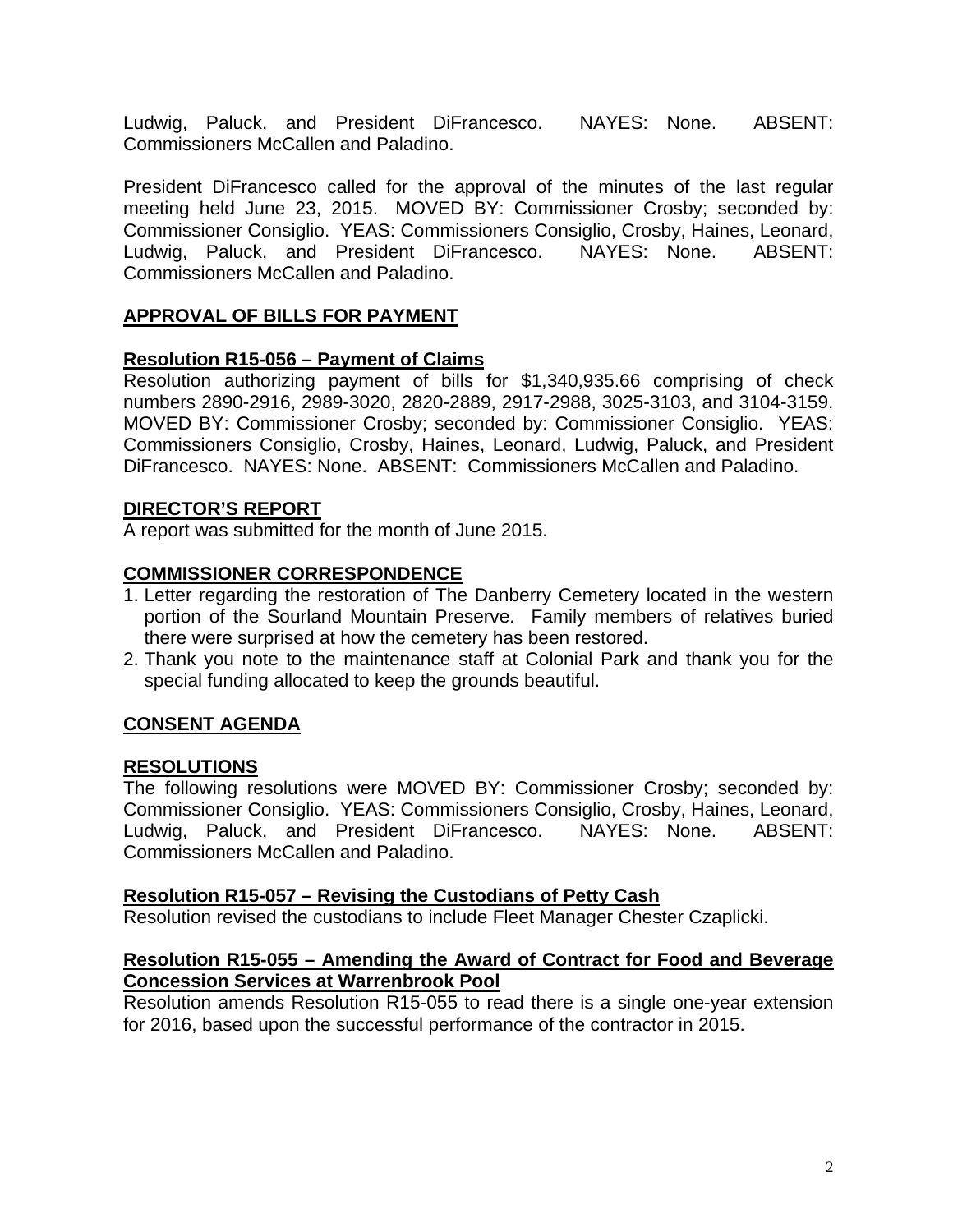Ludwig, Paluck, and President DiFrancesco. NAYES: None. ABSENT: Commissioners McCallen and Paladino.

President DiFrancesco called for the approval of the minutes of the last regular meeting held June 23, 2015. MOVED BY: Commissioner Crosby; seconded by: Commissioner Consiglio. YEAS: Commissioners Consiglio, Crosby, Haines, Leonard, Ludwig, Paluck, and President DiFrancesco. NAYES: None. ABSENT: Commissioners McCallen and Paladino.

## APPROVAL OF BILLS FOR PAYMENT

### Resolution R15-056 – Payment of Claims

Resolution authorizing payment of bills for $1,340,935.66 comprising of check numbers 2890-2916, 2989-3020, 2820-2889, 2917-2988, 3025-3103, and 3104-3159. MOVED BY: Commissioner Crosby; seconded by: Commissioner Consiglio. YEAS: Commissioners Consiglio, Crosby, Haines, Leonard, Ludwig, Paluck, and President DiFrancesco. NAYES: None. ABSENT: Commissioners McCallen and Paladino.

## DIRECTOR'S REPORT

A report was submitted for the month of June 2015.

## COMMISSIONER CORRESPONDENCE

1. Letter regarding the restoration of The Danberry Cemetery located in the western portion of the Sourland Mountain Preserve. Family members of relatives buried there were surprised at how the cemetery has been restored.
2. Thank you note to the maintenance staff at Colonial Park and thank you for the special funding allocated to keep the grounds beautiful.

## CONSENT AGENDA

## RESOLUTIONS

The following resolutions were MOVED BY: Commissioner Crosby; seconded by: Commissioner Consiglio. YEAS: Commissioners Consiglio, Crosby, Haines, Leonard, Ludwig, Paluck, and President DiFrancesco. NAYES: None. ABSENT: Commissioners McCallen and Paladino.

### Resolution R15-057 – Revising the Custodians of Petty Cash

Resolution revised the custodians to include Fleet Manager Chester Czaplicki.

### Resolution R15-055 – Amending the Award of Contract for Food and Beverage Concession Services at Warrenbrook Pool

Resolution amends Resolution R15-055 to read there is a single one-year extension for 2016, based upon the successful performance of the contractor in 2015.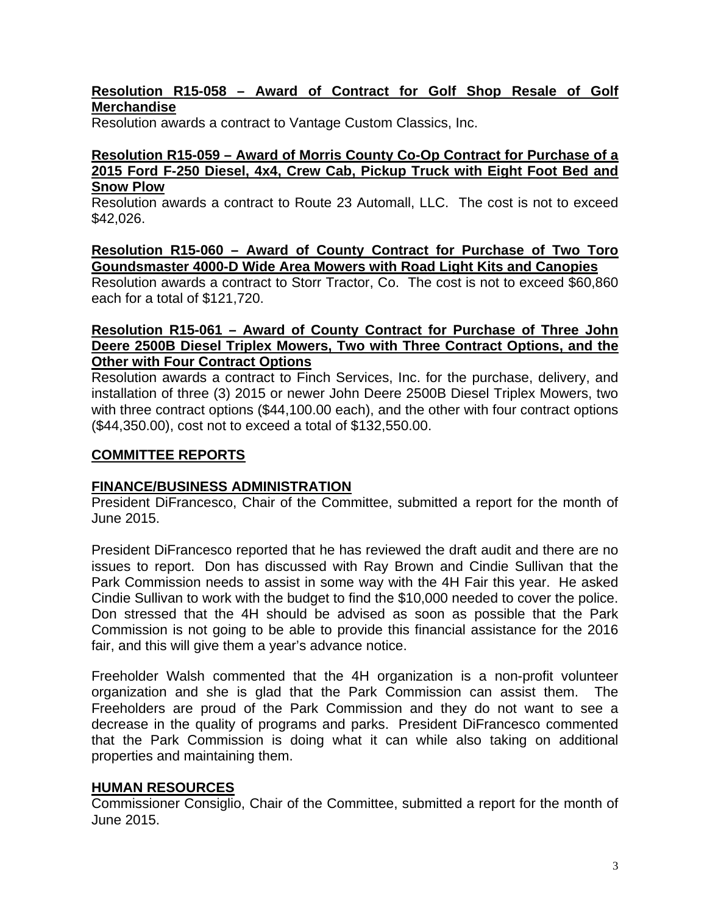**Resolution R15-058 – Award of Contract for Golf Shop Resale of Golf Merchandise**

Resolution awards a contract to Vantage Custom Classics, Inc.

**Resolution R15-059 – Award of Morris County Co-Op Contract for Purchase of a 2015 Ford F-250 Diesel, 4x4, Crew Cab, Pickup Truck with Eight Foot Bed and Snow Plow**

Resolution awards a contract to Route 23 Automall, LLC. The cost is not to exceed $42,026.

**Resolution R15-060 – Award of County Contract for Purchase of Two Toro Goundsmaster 4000-D Wide Area Mowers with Road Light Kits and Canopies**

Resolution awards a contract to Storr Tractor, Co. The cost is not to exceed $60,860 each for a total of $121,720.

**Resolution R15-061 – Award of County Contract for Purchase of Three John Deere 2500B Diesel Triplex Mowers, Two with Three Contract Options, and the Other with Four Contract Options**

Resolution awards a contract to Finch Services, Inc. for the purchase, delivery, and installation of three (3) 2015 or newer John Deere 2500B Diesel Triplex Mowers, two with three contract options ($44,100.00 each), and the other with four contract options ($44,350.00), cost not to exceed a total of $132,550.00.

## COMMITTEE REPORTS

### FINANCE/BUSINESS ADMINISTRATION

President DiFrancesco, Chair of the Committee, submitted a report for the month of June 2015.

President DiFrancesco reported that he has reviewed the draft audit and there are no issues to report. Don has discussed with Ray Brown and Cindie Sullivan that the Park Commission needs to assist in some way with the 4H Fair this year. He asked Cindie Sullivan to work with the budget to find the $10,000 needed to cover the police. Don stressed that the 4H should be advised as soon as possible that the Park Commission is not going to be able to provide this financial assistance for the 2016 fair, and this will give them a year's advance notice.

Freeholder Walsh commented that the 4H organization is a non-profit volunteer organization and she is glad that the Park Commission can assist them. The Freeholders are proud of the Park Commission and they do not want to see a decrease in the quality of programs and parks. President DiFrancesco commented that the Park Commission is doing what it can while also taking on additional properties and maintaining them.

### HUMAN RESOURCES

Commissioner Consiglio, Chair of the Committee, submitted a report for the month of June 2015.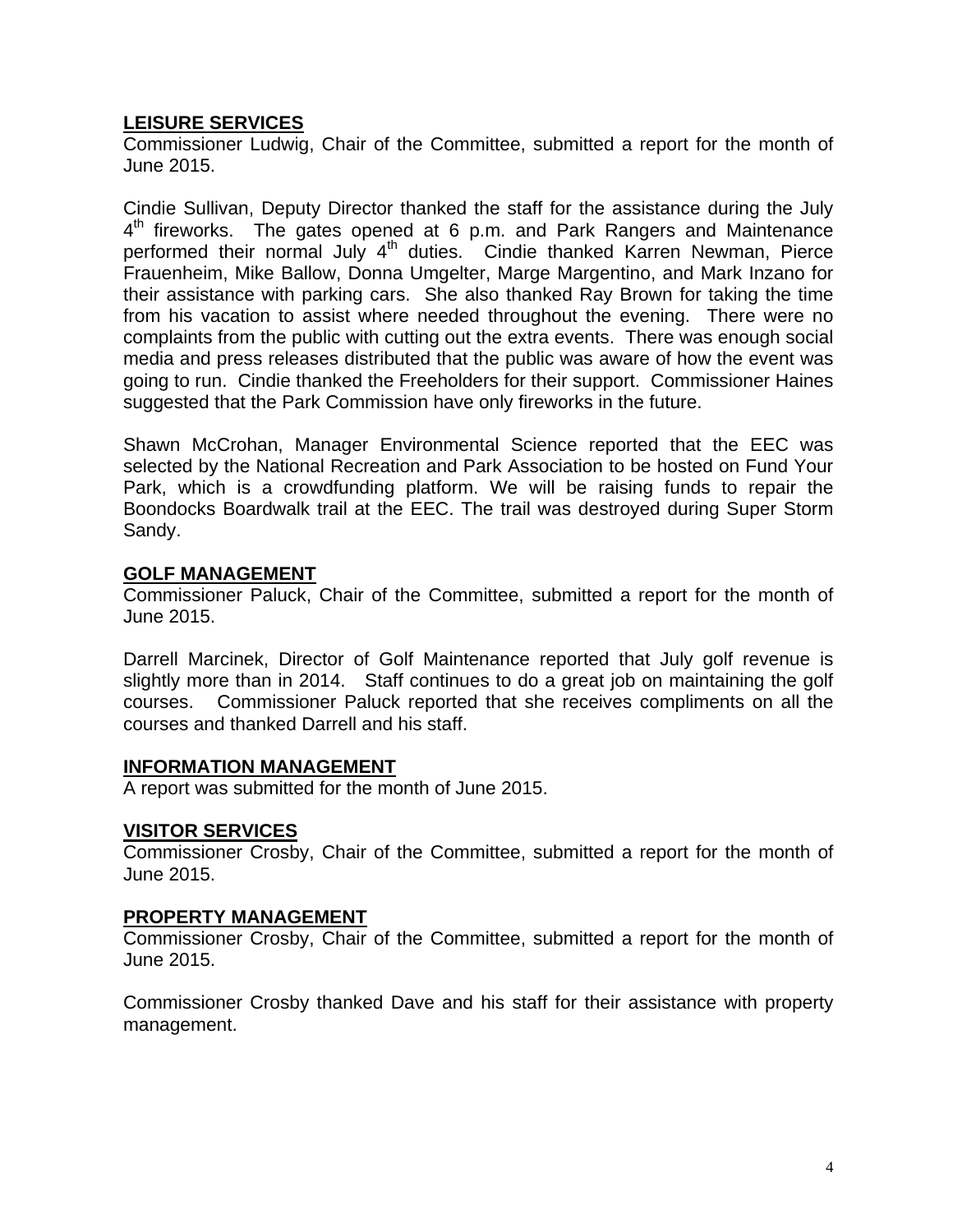**LEISURE SERVICES**

Commissioner Ludwig, Chair of the Committee, submitted a report for the month of June 2015.

Cindie Sullivan, Deputy Director thanked the staff for the assistance during the July 4th fireworks. The gates opened at 6 p.m. and Park Rangers and Maintenance performed their normal July 4th duties. Cindie thanked Karren Newman, Pierce Frauenheim, Mike Ballow, Donna Umgelter, Marge Margentino, and Mark Inzano for their assistance with parking cars. She also thanked Ray Brown for taking the time from his vacation to assist where needed throughout the evening. There were no complaints from the public with cutting out the extra events. There was enough social media and press releases distributed that the public was aware of how the event was going to run. Cindie thanked the Freeholders for their support. Commissioner Haines suggested that the Park Commission have only fireworks in the future.

Shawn McCrohan, Manager Environmental Science reported that the EEC was selected by the National Recreation and Park Association to be hosted on Fund Your Park, which is a crowdfunding platform. We will be raising funds to repair the Boondocks Boardwalk trail at the EEC. The trail was destroyed during Super Storm Sandy.

**GOLF MANAGEMENT**

Commissioner Paluck, Chair of the Committee, submitted a report for the month of June 2015.

Darrell Marcinek, Director of Golf Maintenance reported that July golf revenue is slightly more than in 2014. Staff continues to do a great job on maintaining the golf courses. Commissioner Paluck reported that she receives compliments on all the courses and thanked Darrell and his staff.

**INFORMATION MANAGEMENT**

A report was submitted for the month of June 2015.

**VISITOR SERVICES**

Commissioner Crosby, Chair of the Committee, submitted a report for the month of June 2015.

**PROPERTY MANAGEMENT**

Commissioner Crosby, Chair of the Committee, submitted a report for the month of June 2015.

Commissioner Crosby thanked Dave and his staff for their assistance with property management.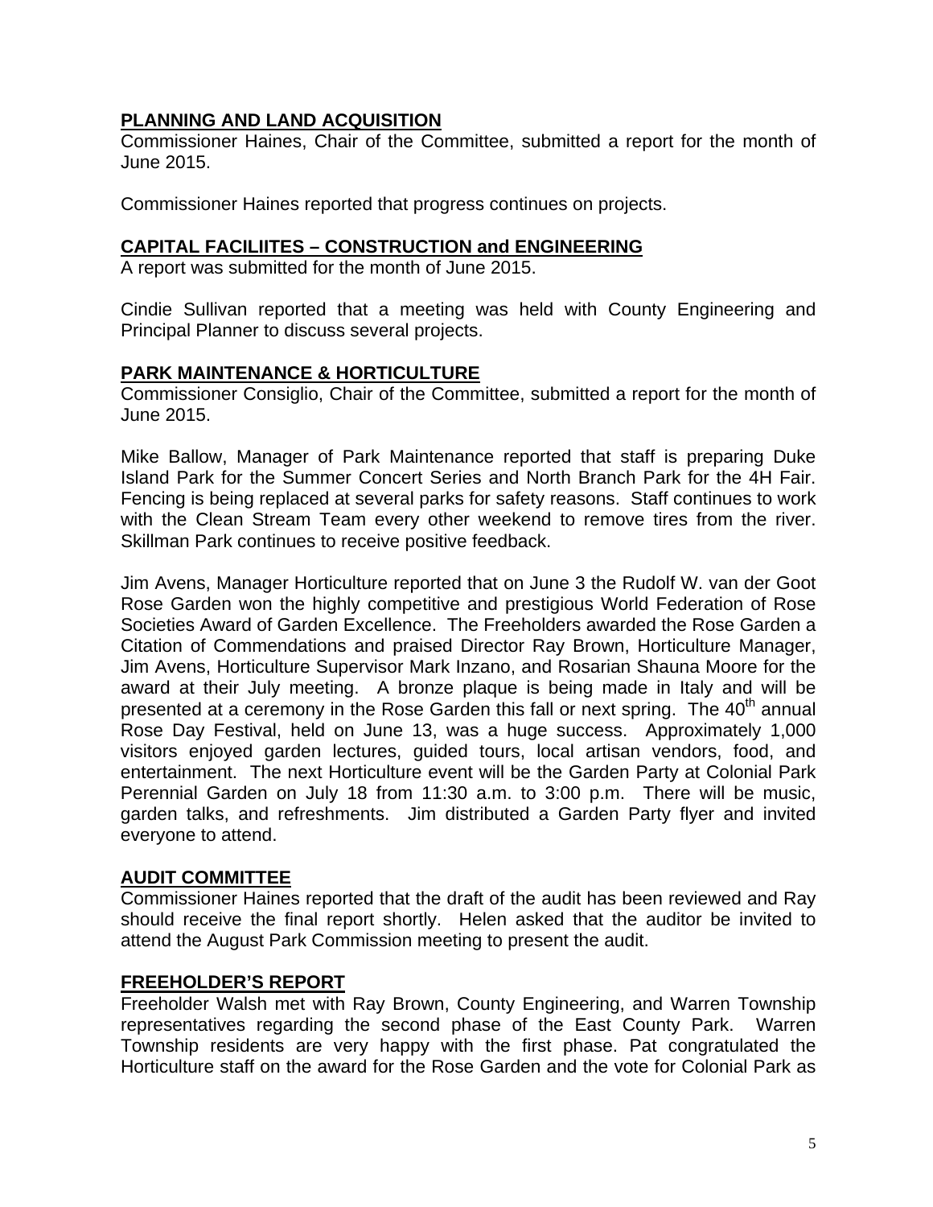## PLANNING AND LAND ACQUISITION

Commissioner Haines, Chair of the Committee, submitted a report for the month of June 2015.

Commissioner Haines reported that progress continues on projects.

## CAPITAL FACILIITES – CONSTRUCTION and ENGINEERING

A report was submitted for the month of June 2015.

Cindie Sullivan reported that a meeting was held with County Engineering and Principal Planner to discuss several projects.

## PARK MAINTENANCE & HORTICULTURE

Commissioner Consiglio, Chair of the Committee, submitted a report for the month of June 2015.

Mike Ballow, Manager of Park Maintenance reported that staff is preparing Duke Island Park for the Summer Concert Series and North Branch Park for the 4H Fair. Fencing is being replaced at several parks for safety reasons. Staff continues to work with the Clean Stream Team every other weekend to remove tires from the river. Skillman Park continues to receive positive feedback.

Jim Avens, Manager Horticulture reported that on June 3 the Rudolf W. van der Goot Rose Garden won the highly competitive and prestigious World Federation of Rose Societies Award of Garden Excellence. The Freeholders awarded the Rose Garden a Citation of Commendations and praised Director Ray Brown, Horticulture Manager, Jim Avens, Horticulture Supervisor Mark Inzano, and Rosarian Shauna Moore for the award at their July meeting. A bronze plaque is being made in Italy and will be presented at a ceremony in the Rose Garden this fall or next spring. The 40th annual Rose Day Festival, held on June 13, was a huge success. Approximately 1,000 visitors enjoyed garden lectures, guided tours, local artisan vendors, food, and entertainment. The next Horticulture event will be the Garden Party at Colonial Park Perennial Garden on July 18 from 11:30 a.m. to 3:00 p.m. There will be music, garden talks, and refreshments. Jim distributed a Garden Party flyer and invited everyone to attend.

## AUDIT COMMITTEE

Commissioner Haines reported that the draft of the audit has been reviewed and Ray should receive the final report shortly. Helen asked that the auditor be invited to attend the August Park Commission meeting to present the audit.

## FREEHOLDER'S REPORT

Freeholder Walsh met with Ray Brown, County Engineering, and Warren Township representatives regarding the second phase of the East County Park. Warren Township residents are very happy with the first phase. Pat congratulated the Horticulture staff on the award for the Rose Garden and the vote for Colonial Park as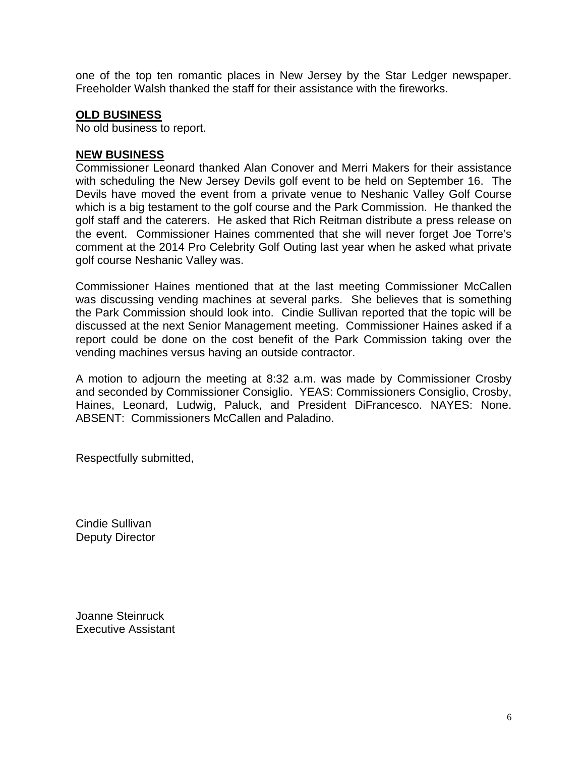one of the top ten romantic places in New Jersey by the Star Ledger newspaper. Freeholder Walsh thanked the staff for their assistance with the fireworks.

**OLD BUSINESS**

No old business to report.

**NEW BUSINESS**

Commissioner Leonard thanked Alan Conover and Merri Makers for their assistance with scheduling the New Jersey Devils golf event to be held on September 16. The Devils have moved the event from a private venue to Neshanic Valley Golf Course which is a big testament to the golf course and the Park Commission. He thanked the golf staff and the caterers. He asked that Rich Reitman distribute a press release on the event. Commissioner Haines commented that she will never forget Joe Torre's comment at the 2014 Pro Celebrity Golf Outing last year when he asked what private golf course Neshanic Valley was.

Commissioner Haines mentioned that at the last meeting Commissioner McCallen was discussing vending machines at several parks. She believes that is something the Park Commission should look into. Cindie Sullivan reported that the topic will be discussed at the next Senior Management meeting. Commissioner Haines asked if a report could be done on the cost benefit of the Park Commission taking over the vending machines versus having an outside contractor.

A motion to adjourn the meeting at 8:32 a.m. was made by Commissioner Crosby and seconded by Commissioner Consiglio. YEAS: Commissioners Consiglio, Crosby, Haines, Leonard, Ludwig, Paluck, and President DiFrancesco. NAYES: None. ABSENT: Commissioners McCallen and Paladino.

Respectfully submitted,

Cindie Sullivan
Deputy Director

Joanne Steinruck
Executive Assistant